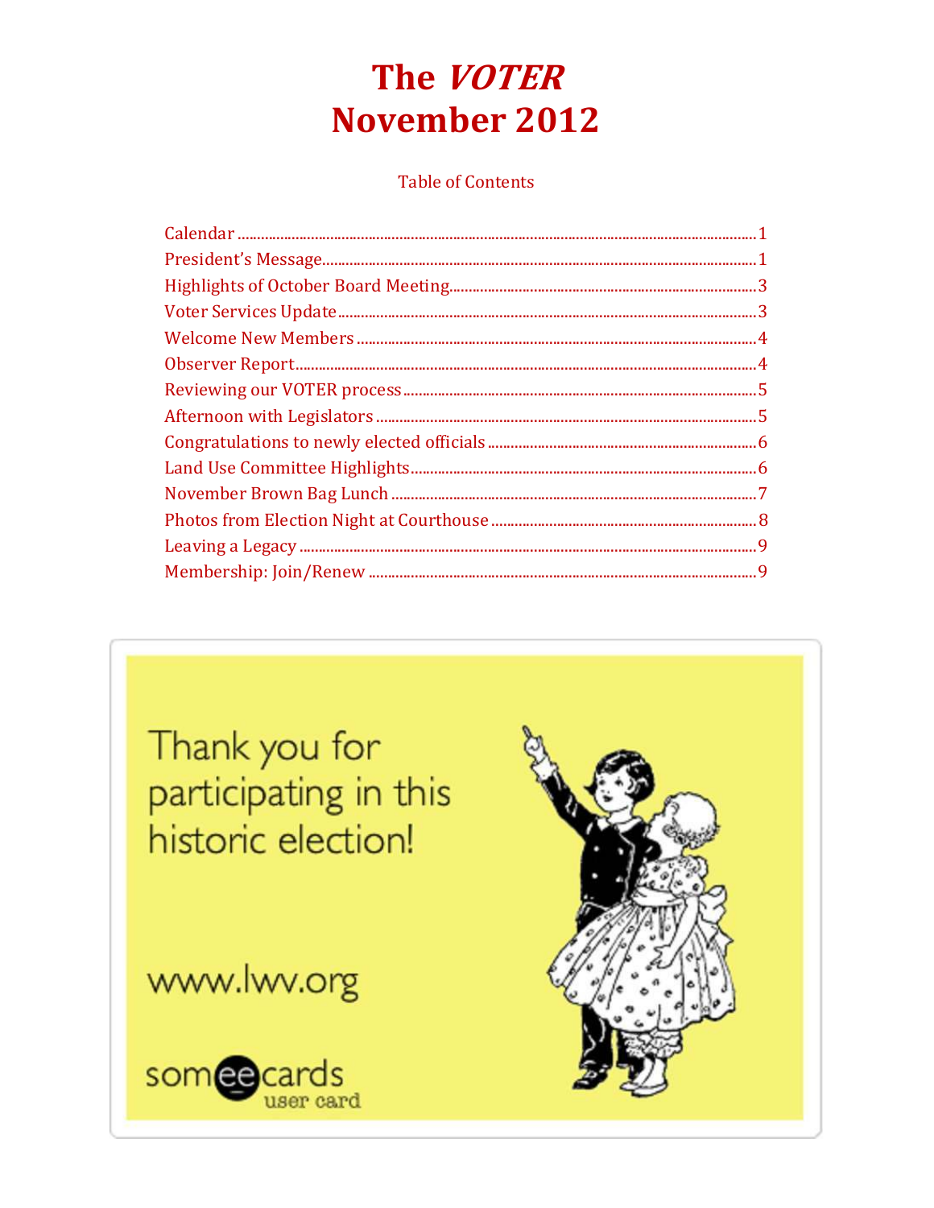# The *VOTER*
# November 2012

Table of Contents

| | |
|---|---|
| Calendar | 1 |
| President's Message | 1 |
| Highlights of October Board Meeting | 3 |
| Voter Services Update | 3 |
| Welcome New Members | 4 |
| Observer Report | 4 |
| Reviewing our VOTER process | 5 |
| Afternoon with Legislators | 5 |
| Congratulations to newly elected officials | 6 |
| Land Use Committee Highlights | 6 |
| November Brown Bag Lunch | 7 |
| Photos from Election Night at Courthouse | 8 |
| Leaving a Legacy | 9 |
| Membership: Join/Renew | 9 |

Thank you for participating in this historic election!

www.lwv.org

someecards user card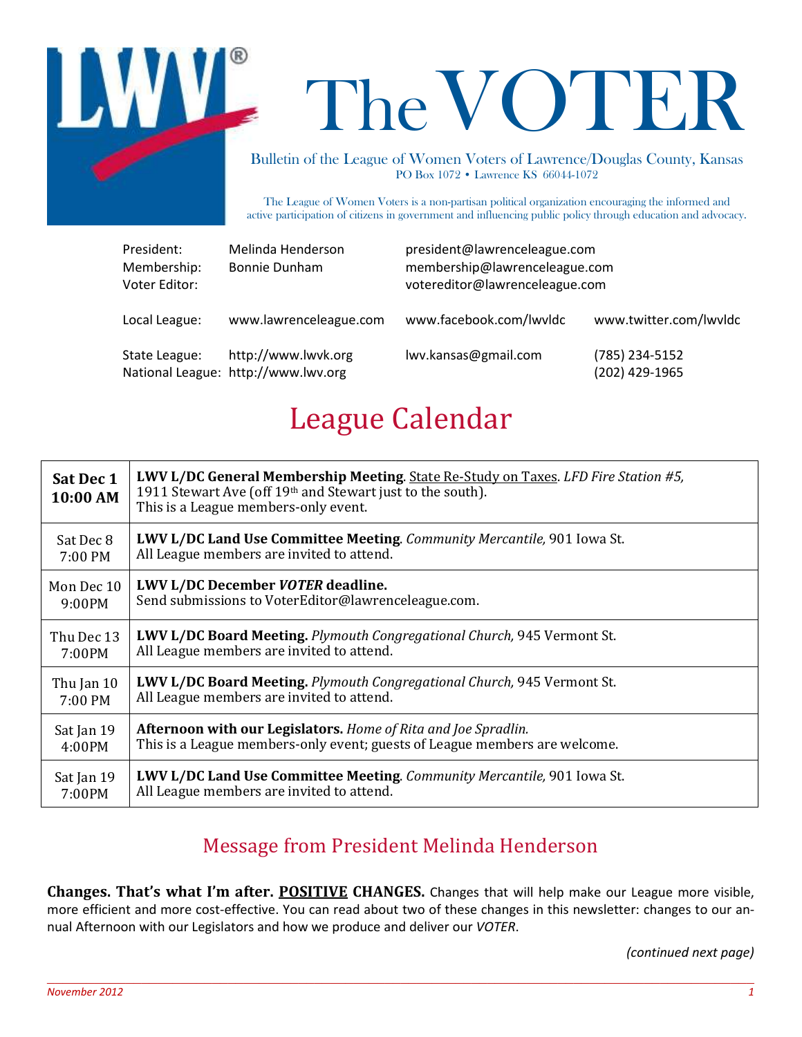# The VOTER

Bulletin of the League of Women Voters of Lawrence/Douglas County, Kansas
PO Box 1072 • Lawrence KS 66044-1072

The League of Women Voters is a non-partisan political organization encouraging the informed and active participation of citizens in government and influencing public policy through education and advocacy.

| | | | |
|---|---|---|---|
| President: | Melinda Henderson | president@lawrenceleague.com | |
| Membership: | Bonnie Dunham | membership@lawrenceleague.com | |
| Voter Editor: | | votereditor@lawrenceleague.com | |
| Local League: | www.lawrenceleague.com | www.facebook.com/lwvldc | www.twitter.com/lwvldc |
| State League: | http://www.lwvk.org | lwv.kansas@gmail.com | (785) 234-5152 |
| National League: | http://www.lwv.org | | (202) 429-1965 |

## League Calendar

| | |
|---|---|
| **Sat Dec 1 10:00 AM** | **LWV L/DC General Membership Meeting**. State Re-Study on Taxes. *LFD Fire Station #5,* 1911 Stewart Ave (off 19th and Stewart just to the south). This is a League members-only event. |
| Sat Dec 8 7:00 PM | **LWV L/DC Land Use Committee Meeting**. *Community Mercantile,* 901 Iowa St. All League members are invited to attend. |
| Mon Dec 10 9:00PM | **LWV L/DC December *VOTER* deadline.** Send submissions to VoterEditor@lawrenceleague.com. |
| Thu Dec 13 7:00PM | **LWV L/DC Board Meeting.** *Plymouth Congregational Church,* 945 Vermont St. All League members are invited to attend. |
| Thu Jan 10 7:00 PM | **LWV L/DC Board Meeting.** *Plymouth Congregational Church,* 945 Vermont St. All League members are invited to attend. |
| Sat Jan 19 4:00PM | **Afternoon with our Legislators.** *Home of Rita and Joe Spradlin.* This is a League members-only event; guests of League members are welcome. |
| Sat Jan 19 7:00PM | **LWV L/DC Land Use Committee Meeting**. *Community Mercantile,* 901 Iowa St. All League members are invited to attend. |

## Message from President Melinda Henderson

**Changes. That's what I'm after. POSITIVE CHANGES.** Changes that will help make our League more visible, more efficient and more cost-effective. You can read about two of these changes in this newsletter: changes to our annual Afternoon with our Legislators and how we produce and deliver our *VOTER*.

*(continued next page)*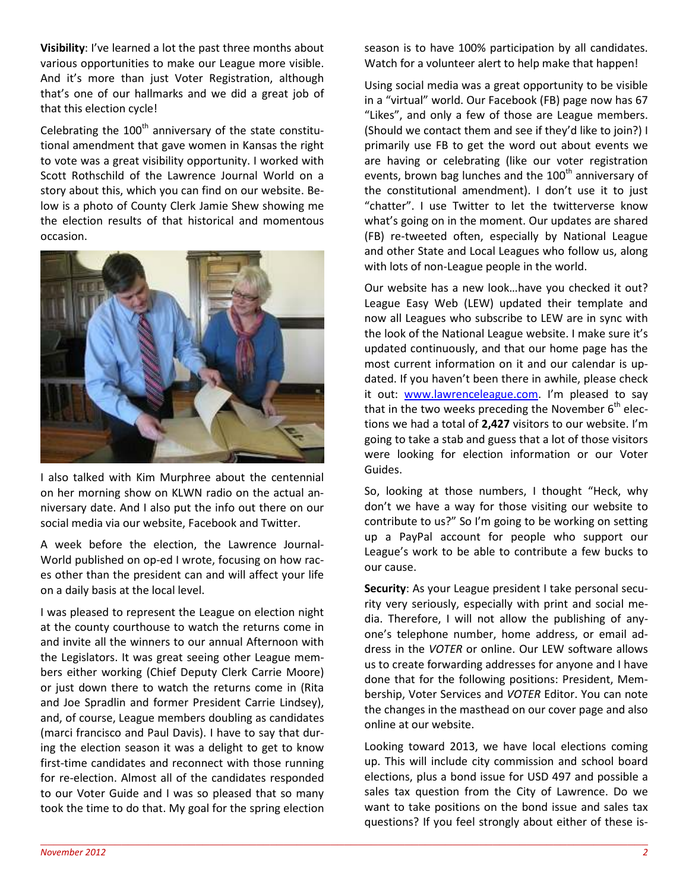**Visibility**: I've learned a lot the past three months about various opportunities to make our League more visible. And it's more than just Voter Registration, although that's one of our hallmarks and we did a great job of that this election cycle!

Celebrating the 100th anniversary of the state constitutional amendment that gave women in Kansas the right to vote was a great visibility opportunity. I worked with Scott Rothschild of the Lawrence Journal World on a story about this, which you can find on our website. Below is a photo of County Clerk Jamie Shew showing me the election results of that historical and momentous occasion.

I also talked with Kim Murphree about the centennial on her morning show on KLWN radio on the actual anniversary date. And I also put the info out there on our social media via our website, Facebook and Twitter.

A week before the election, the Lawrence Journal-World published on op-ed I wrote, focusing on how races other than the president can and will affect your life on a daily basis at the local level.

I was pleased to represent the League on election night at the county courthouse to watch the returns come in and invite all the winners to our annual Afternoon with the Legislators. It was great seeing other League members either working (Chief Deputy Clerk Carrie Moore) or just down there to watch the returns come in (Rita and Joe Spradlin and former President Carrie Lindsey), and, of course, League members doubling as candidates (marci francisco and Paul Davis). I have to say that during the election season it was a delight to get to know first-time candidates and reconnect with those running for re-election. Almost all of the candidates responded to our Voter Guide and I was so pleased that so many took the time to do that. My goal for the spring election season is to have 100% participation by all candidates. Watch for a volunteer alert to help make that happen!

Using social media was a great opportunity to be visible in a "virtual" world. Our Facebook (FB) page now has 67 "Likes", and only a few of those are League members. (Should we contact them and see if they'd like to join?) I primarily use FB to get the word out about events we are having or celebrating (like our voter registration events, brown bag lunches and the 100th anniversary of the constitutional amendment). I don't use it to just "chatter". I use Twitter to let the twitterverse know what's going on in the moment. Our updates are shared (FB) re-tweeted often, especially by National League and other State and Local Leagues who follow us, along with lots of non-League people in the world.

Our website has a new look…have you checked it out? League Easy Web (LEW) updated their template and now all Leagues who subscribe to LEW are in sync with the look of the National League website. I make sure it's updated continuously, and that our home page has the most current information on it and our calendar is updated. If you haven't been there in awhile, please check it out: www.lawrenceleague.com. I'm pleased to say that in the two weeks preceding the November 6th elections we had a total of **2,427** visitors to our website. I'm going to take a stab and guess that a lot of those visitors were looking for election information or our Voter Guides.

So, looking at those numbers, I thought "Heck, why don't we have a way for those visiting our website to contribute to us?" So I'm going to be working on setting up a PayPal account for people who support our League's work to be able to contribute a few bucks to our cause.

**Security**: As your League president I take personal security very seriously, especially with print and social media. Therefore, I will not allow the publishing of anyone's telephone number, home address, or email address in the *VOTER* or online. Our LEW software allows us to create forwarding addresses for anyone and I have done that for the following positions: President, Membership, Voter Services and *VOTER* Editor. You can note the changes in the masthead on our cover page and also online at our website.

Looking toward 2013, we have local elections coming up. This will include city commission and school board elections, plus a bond issue for USD 497 and possible a sales tax question from the City of Lawrence. Do we want to take positions on the bond issue and sales tax questions? If you feel strongly about either of these is-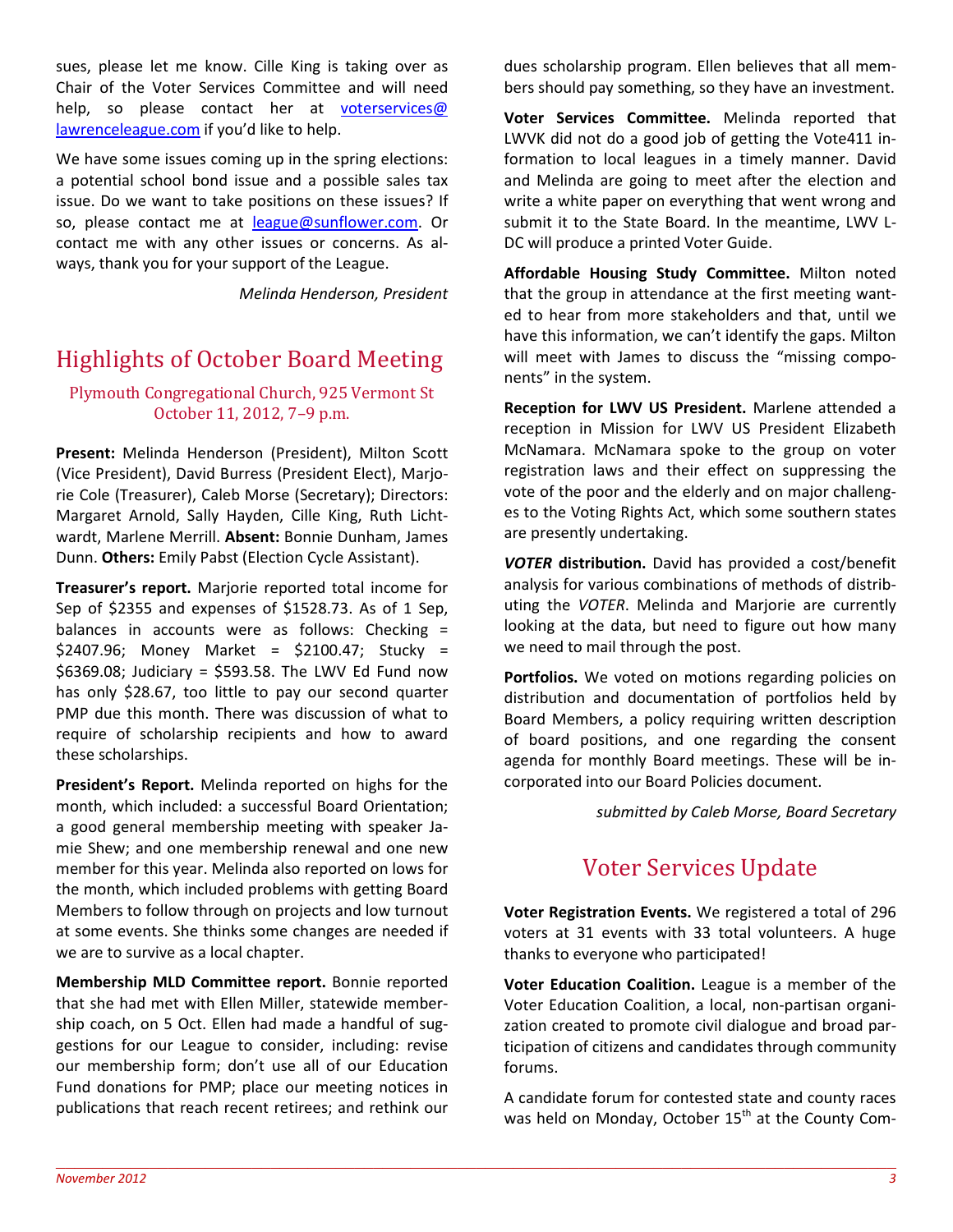sues, please let me know. Cille King is taking over as Chair of the Voter Services Committee and will need help, so please contact her at voterservices@lawrenceleague.com if you'd like to help.

We have some issues coming up in the spring elections: a potential school bond issue and a possible sales tax issue. Do we want to take positions on these issues? If so, please contact me at league@sunflower.com. Or contact me with any other issues or concerns. As always, thank you for your support of the League.

*Melinda Henderson, President*

## Highlights of October Board Meeting

### Plymouth Congregational Church, 925 Vermont St October 11, 2012, 7–9 p.m.

**Present:** Melinda Henderson (President), Milton Scott (Vice President), David Burress (President Elect), Marjorie Cole (Treasurer), Caleb Morse (Secretary); Directors: Margaret Arnold, Sally Hayden, Cille King, Ruth Lichtwardt, Marlene Merrill. **Absent:** Bonnie Dunham, James Dunn. **Others:** Emily Pabst (Election Cycle Assistant).

**Treasurer's report.** Marjorie reported total income for Sep of $2355 and expenses of $1528.73. As of 1 Sep, balances in accounts were as follows: Checking = $2407.96; Money Market = $2100.47; Stucky = $6369.08; Judiciary = $593.58. The LWV Ed Fund now has only $28.67, too little to pay our second quarter PMP due this month. There was discussion of what to require of scholarship recipients and how to award these scholarships.

**President's Report.** Melinda reported on highs for the month, which included: a successful Board Orientation; a good general membership meeting with speaker Jamie Shew; and one membership renewal and one new member for this year. Melinda also reported on lows for the month, which included problems with getting Board Members to follow through on projects and low turnout at some events. She thinks some changes are needed if we are to survive as a local chapter.

**Membership MLD Committee report.** Bonnie reported that she had met with Ellen Miller, statewide membership coach, on 5 Oct. Ellen had made a handful of suggestions for our League to consider, including: revise our membership form; don't use all of our Education Fund donations for PMP; place our meeting notices in publications that reach recent retirees; and rethink our dues scholarship program. Ellen believes that all members should pay something, so they have an investment.

**Voter Services Committee.** Melinda reported that LWVK did not do a good job of getting the Vote411 information to local leagues in a timely manner. David and Melinda are going to meet after the election and write a white paper on everything that went wrong and submit it to the State Board. In the meantime, LWV L-DC will produce a printed Voter Guide.

**Affordable Housing Study Committee.** Milton noted that the group in attendance at the first meeting wanted to hear from more stakeholders and that, until we have this information, we can't identify the gaps. Milton will meet with James to discuss the "missing components" in the system.

**Reception for LWV US President.** Marlene attended a reception in Mission for LWV US President Elizabeth McNamara. McNamara spoke to the group on voter registration laws and their effect on suppressing the vote of the poor and the elderly and on major challenges to the Voting Rights Act, which some southern states are presently undertaking.

***VOTER* distribution.** David has provided a cost/benefit analysis for various combinations of methods of distributing the *VOTER*. Melinda and Marjorie are currently looking at the data, but need to figure out how many we need to mail through the post.

**Portfolios.** We voted on motions regarding policies on distribution and documentation of portfolios held by Board Members, a policy requiring written description of board positions, and one regarding the consent agenda for monthly Board meetings. These will be incorporated into our Board Policies document.

*submitted by Caleb Morse, Board Secretary*

## Voter Services Update

**Voter Registration Events.** We registered a total of 296 voters at 31 events with 33 total volunteers. A huge thanks to everyone who participated!

**Voter Education Coalition.** League is a member of the Voter Education Coalition, a local, non-partisan organization created to promote civil dialogue and broad participation of citizens and candidates through community forums.

A candidate forum for contested state and county races was held on Monday, October 15th at the County Com-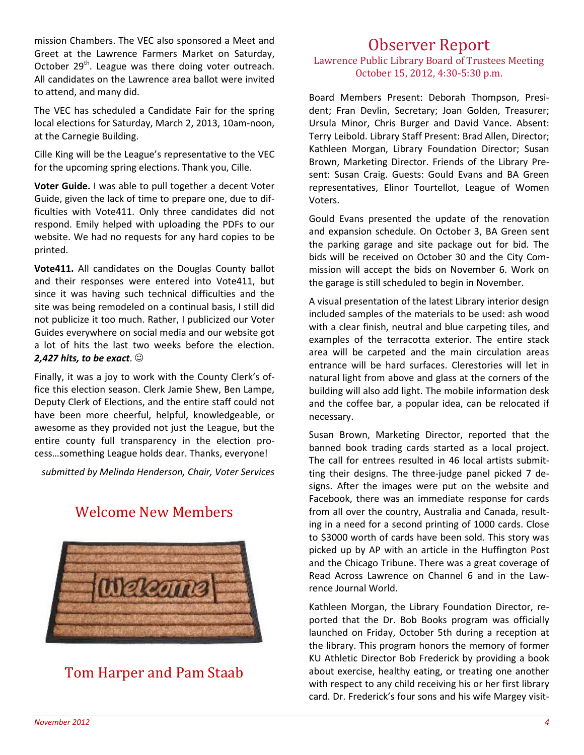mission Chambers. The VEC also sponsored a Meet and Greet at the Lawrence Farmers Market on Saturday, October 29th. League was there doing voter outreach. All candidates on the Lawrence area ballot were invited to attend, and many did.

The VEC has scheduled a Candidate Fair for the spring local elections for Saturday, March 2, 2013, 10am-noon, at the Carnegie Building.

Cille King will be the League's representative to the VEC for the upcoming spring elections. Thank you, Cille.

**Voter Guide.** I was able to pull together a decent Voter Guide, given the lack of time to prepare one, due to difficulties with Vote411. Only three candidates did not respond. Emily helped with uploading the PDFs to our website. We had no requests for any hard copies to be printed.

**Vote411.** All candidates on the Douglas County ballot and their responses were entered into Vote411, but since it was having such technical difficulties and the site was being remodeled on a continual basis, I still did not publicize it too much. Rather, I publicized our Voter Guides everywhere on social media and our website got a lot of hits the last two weeks before the election. ***2,427 hits, to be exact***. ☺

Finally, it was a joy to work with the County Clerk's office this election season. Clerk Jamie Shew, Ben Lampe, Deputy Clerk of Elections, and the entire staff could not have been more cheerful, helpful, knowledgeable, or awesome as they provided not just the League, but the entire county full transparency in the election process…something League holds dear. Thanks, everyone!

*submitted by Melinda Henderson, Chair, Voter Services*

## Welcome New Members

## Tom Harper and Pam Staab

# Observer Report

### Lawrence Public Library Board of Trustees Meeting
### October 15, 2012, 4:30-5:30 p.m.

Board Members Present: Deborah Thompson, President; Fran Devlin, Secretary; Joan Golden, Treasurer; Ursula Minor, Chris Burger and David Vance. Absent: Terry Leibold. Library Staff Present: Brad Allen, Director; Kathleen Morgan, Library Foundation Director; Susan Brown, Marketing Director. Friends of the Library Present: Susan Craig. Guests: Gould Evans and BA Green representatives, Elinor Tourtellot, League of Women Voters.

Gould Evans presented the update of the renovation and expansion schedule. On October 3, BA Green sent the parking garage and site package out for bid. The bids will be received on October 30 and the City Commission will accept the bids on November 6. Work on the garage is still scheduled to begin in November.

A visual presentation of the latest Library interior design included samples of the materials to be used: ash wood with a clear finish, neutral and blue carpeting tiles, and examples of the terracotta exterior. The entire stack area will be carpeted and the main circulation areas entrance will be hard surfaces. Clerestories will let in natural light from above and glass at the corners of the building will also add light. The mobile information desk and the coffee bar, a popular idea, can be relocated if necessary.

Susan Brown, Marketing Director, reported that the banned book trading cards started as a local project. The call for entrees resulted in 46 local artists submitting their designs. The three-judge panel picked 7 designs. After the images were put on the website and Facebook, there was an immediate response for cards from all over the country, Australia and Canada, resulting in a need for a second printing of 1000 cards. Close to $3000 worth of cards have been sold. This story was picked up by AP with an article in the Huffington Post and the Chicago Tribune. There was a great coverage of Read Across Lawrence on Channel 6 and in the Lawrence Journal World.

Kathleen Morgan, the Library Foundation Director, reported that the Dr. Bob Books program was officially launched on Friday, October 5th during a reception at the library. This program honors the memory of former KU Athletic Director Bob Frederick by providing a book about exercise, healthy eating, or treating one another with respect to any child receiving his or her first library card. Dr. Frederick's four sons and his wife Margey visit-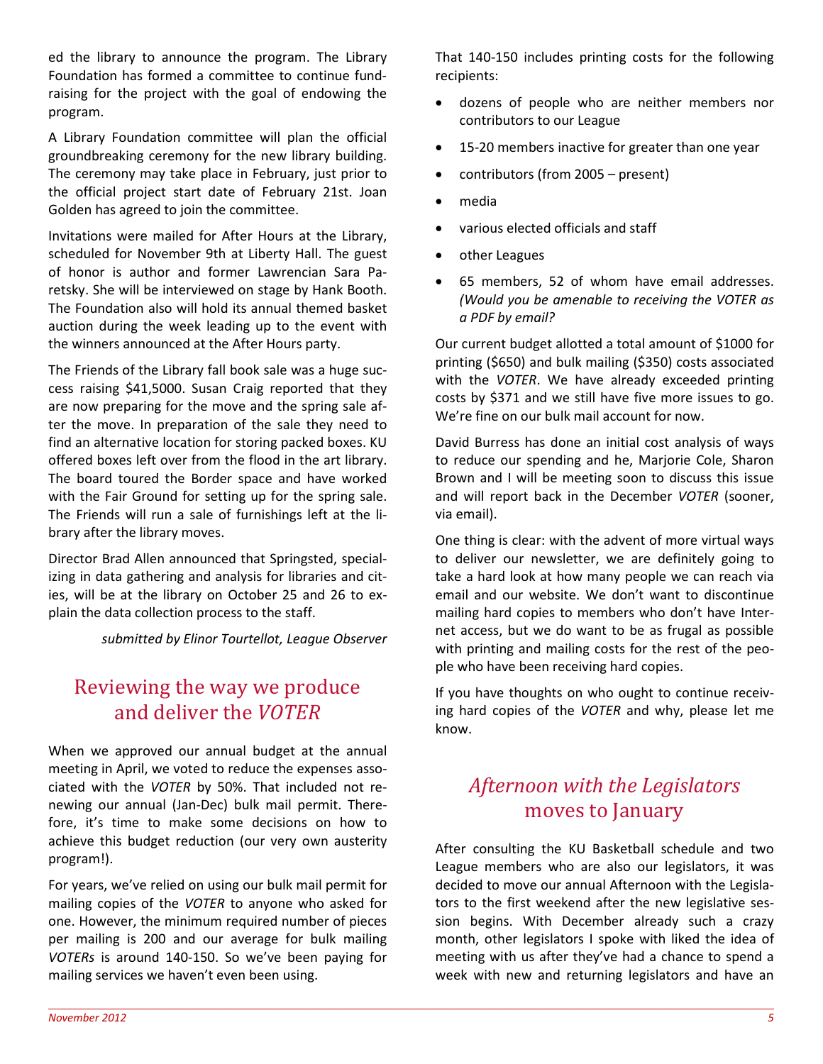ed the library to announce the program. The Library Foundation has formed a committee to continue fund-raising for the project with the goal of endowing the program.

A Library Foundation committee will plan the official groundbreaking ceremony for the new library building. The ceremony may take place in February, just prior to the official project start date of February 21st. Joan Golden has agreed to join the committee.

Invitations were mailed for After Hours at the Library, scheduled for November 9th at Liberty Hall. The guest of honor is author and former Lawrencian Sara Paretsky. She will be interviewed on stage by Hank Booth. The Foundation also will hold its annual themed basket auction during the week leading up to the event with the winners announced at the After Hours party.

The Friends of the Library fall book sale was a huge success raising $41,5000. Susan Craig reported that they are now preparing for the move and the spring sale after the move. In preparation of the sale they need to find an alternative location for storing packed boxes. KU offered boxes left over from the flood in the art library. The board toured the Border space and have worked with the Fair Ground for setting up for the spring sale. The Friends will run a sale of furnishings left at the library after the library moves.

Director Brad Allen announced that Springsted, specializing in data gathering and analysis for libraries and cities, will be at the library on October 25 and 26 to explain the data collection process to the staff.

*submitted by Elinor Tourtellot, League Observer*

## Reviewing the way we produce and deliver the *VOTER*

When we approved our annual budget at the annual meeting in April, we voted to reduce the expenses associated with the *VOTER* by 50%. That included not renewing our annual (Jan-Dec) bulk mail permit. Therefore, it's time to make some decisions on how to achieve this budget reduction (our very own austerity program!).

For years, we've relied on using our bulk mail permit for mailing copies of the *VOTER* to anyone who asked for one. However, the minimum required number of pieces per mailing is 200 and our average for bulk mailing *VOTERs* is around 140-150. So we've been paying for mailing services we haven't even been using.

That 140-150 includes printing costs for the following recipients:

- dozens of people who are neither members nor contributors to our League
- 15-20 members inactive for greater than one year
- contributors (from 2005 – present)
- media
- various elected officials and staff
- other Leagues
- 65 members, 52 of whom have email addresses. *(Would you be amenable to receiving the VOTER as a PDF by email?*

Our current budget allotted a total amount of $1000 for printing ($650) and bulk mailing ($350) costs associated with the *VOTER*. We have already exceeded printing costs by $371 and we still have five more issues to go. We're fine on our bulk mail account for now.

David Burress has done an initial cost analysis of ways to reduce our spending and he, Marjorie Cole, Sharon Brown and I will be meeting soon to discuss this issue and will report back in the December *VOTER* (sooner, via email).

One thing is clear: with the advent of more virtual ways to deliver our newsletter, we are definitely going to take a hard look at how many people we can reach via email and our website. We don't want to discontinue mailing hard copies to members who don't have Internet access, but we do want to be as frugal as possible with printing and mailing costs for the rest of the people who have been receiving hard copies.

If you have thoughts on who ought to continue receiving hard copies of the *VOTER* and why, please let me know.

## *Afternoon with the Legislators* moves to January

After consulting the KU Basketball schedule and two League members who are also our legislators, it was decided to move our annual Afternoon with the Legislators to the first weekend after the new legislative session begins. With December already such a crazy month, other legislators I spoke with liked the idea of meeting with us after they've had a chance to spend a week with new and returning legislators and have an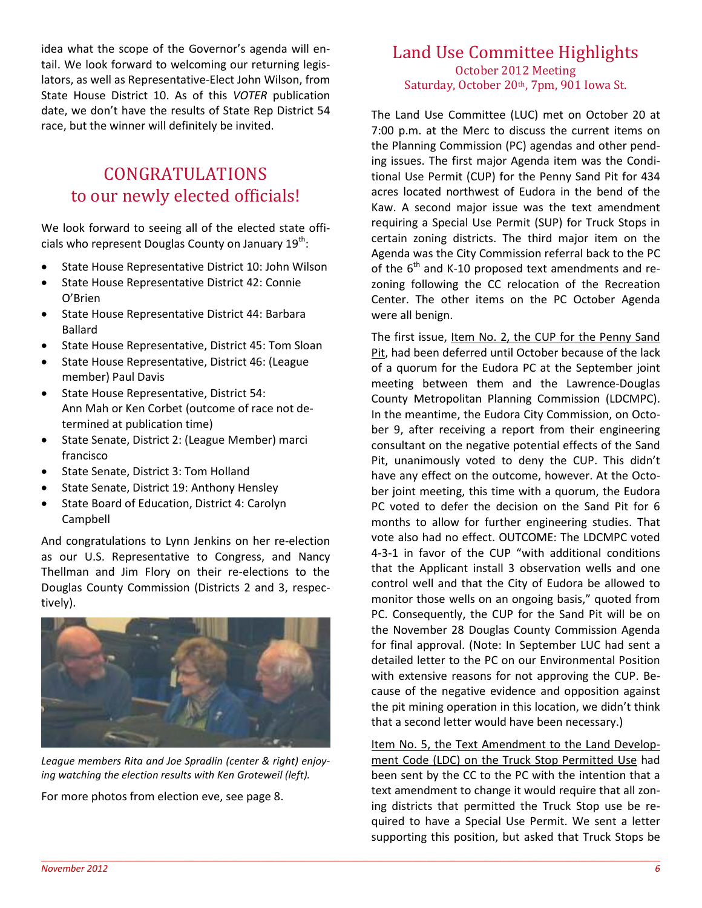idea what the scope of the Governor's agenda will entail. We look forward to welcoming our returning legislators, as well as Representative-Elect John Wilson, from State House District 10. As of this *VOTER* publication date, we don't have the results of State Rep District 54 race, but the winner will definitely be invited.

## CONGRATULATIONS to our newly elected officials!

We look forward to seeing all of the elected state officials who represent Douglas County on January 19th:

- State House Representative District 10: John Wilson
- State House Representative District 42: Connie O'Brien
- State House Representative District 44: Barbara Ballard
- State House Representative, District 45: Tom Sloan
- State House Representative, District 46: (League member) Paul Davis
- State House Representative, District 54: Ann Mah or Ken Corbet (outcome of race not determined at publication time)
- State Senate, District 2: (League Member) marci francisco
- State Senate, District 3: Tom Holland
- State Senate, District 19: Anthony Hensley
- State Board of Education, District 4: Carolyn Campbell

And congratulations to Lynn Jenkins on her re-election as our U.S. Representative to Congress, and Nancy Thellman and Jim Flory on their re-elections to the Douglas County Commission (Districts 2 and 3, respectively).

*League members Rita and Joe Spradlin (center & right) enjoying watching the election results with Ken Groteweil (left).*

For more photos from election eve, see page 8.

## Land Use Committee Highlights

October 2012 Meeting
Saturday, October 20th, 7pm, 901 Iowa St.

The Land Use Committee (LUC) met on October 20 at 7:00 p.m. at the Merc to discuss the current items on the Planning Commission (PC) agendas and other pending issues. The first major Agenda item was the Conditional Use Permit (CUP) for the Penny Sand Pit for 434 acres located northwest of Eudora in the bend of the Kaw. A second major issue was the text amendment requiring a Special Use Permit (SUP) for Truck Stops in certain zoning districts. The third major item on the Agenda was the City Commission referral back to the PC of the 6th and K-10 proposed text amendments and rezoning following the CC relocation of the Recreation Center. The other items on the PC October Agenda were all benign.

The first issue, Item No. 2, the CUP for the Penny Sand Pit, had been deferred until October because of the lack of a quorum for the Eudora PC at the September joint meeting between them and the Lawrence-Douglas County Metropolitan Planning Commission (LDCMPC). In the meantime, the Eudora City Commission, on October 9, after receiving a report from their engineering consultant on the negative potential effects of the Sand Pit, unanimously voted to deny the CUP. This didn't have any effect on the outcome, however. At the October joint meeting, this time with a quorum, the Eudora PC voted to defer the decision on the Sand Pit for 6 months to allow for further engineering studies. That vote also had no effect. OUTCOME: The LDCMPC voted 4-3-1 in favor of the CUP "with additional conditions that the Applicant install 3 observation wells and one control well and that the City of Eudora be allowed to monitor those wells on an ongoing basis," quoted from PC. Consequently, the CUP for the Sand Pit will be on the November 28 Douglas County Commission Agenda for final approval. (Note: In September LUC had sent a detailed letter to the PC on our Environmental Position with extensive reasons for not approving the CUP. Because of the negative evidence and opposition against the pit mining operation in this location, we didn't think that a second letter would have been necessary.)

Item No. 5, the Text Amendment to the Land Development Code (LDC) on the Truck Stop Permitted Use had been sent by the CC to the PC with the intention that a text amendment to change it would require that all zoning districts that permitted the Truck Stop use be required to have a Special Use Permit. We sent a letter supporting this position, but asked that Truck Stops be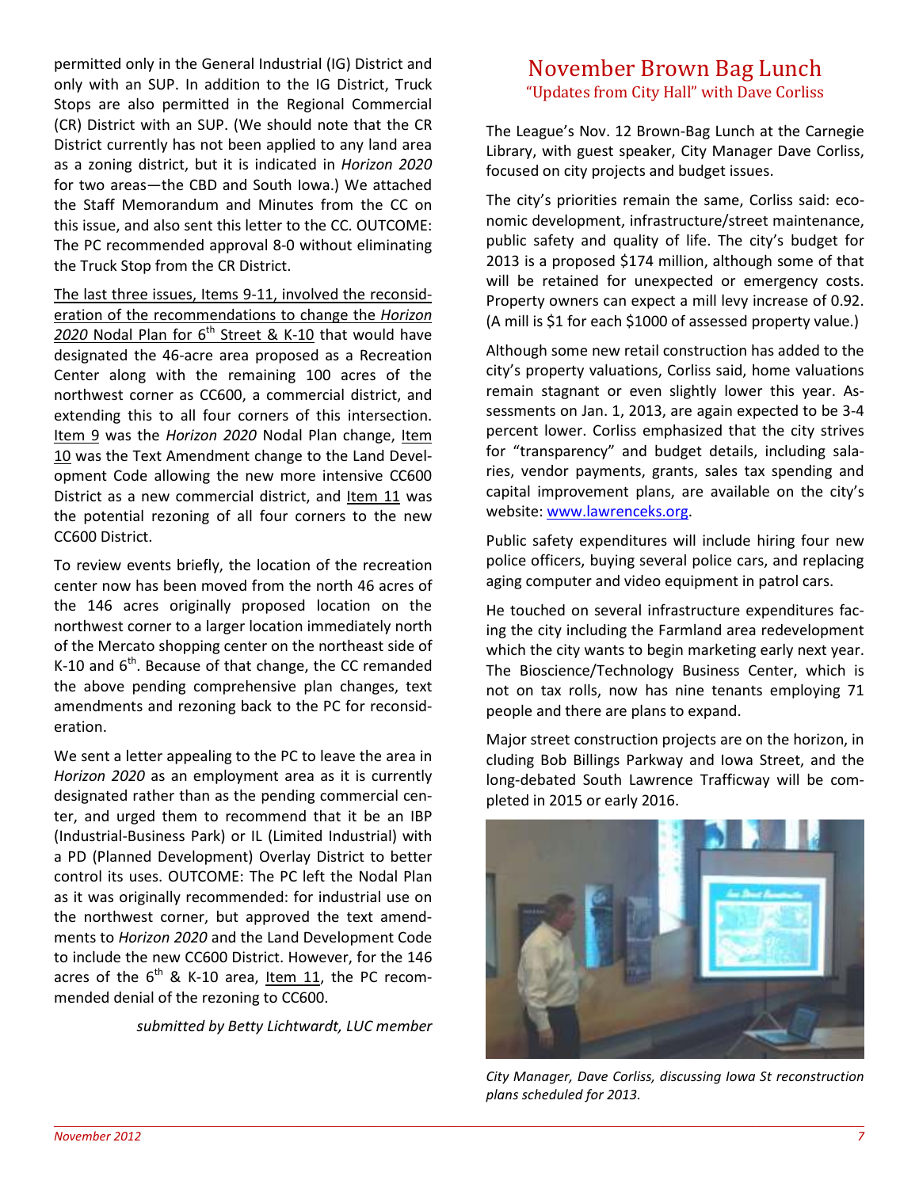permitted only in the General Industrial (IG) District and only with an SUP. In addition to the IG District, Truck Stops are also permitted in the Regional Commercial (CR) District with an SUP. (We should note that the CR District currently has not been applied to any land area as a zoning district, but it is indicated in *Horizon 2020* for two areas—the CBD and South Iowa.) We attached the Staff Memorandum and Minutes from the CC on this issue, and also sent this letter to the CC. OUTCOME: The PC recommended approval 8-0 without eliminating the Truck Stop from the CR District.

The last three issues, Items 9-11, involved the reconsideration of the recommendations to change the *Horizon 2020* Nodal Plan for 6th Street & K-10 that would have designated the 46-acre area proposed as a Recreation Center along with the remaining 100 acres of the northwest corner as CC600, a commercial district, and extending this to all four corners of this intersection. Item 9 was the *Horizon 2020* Nodal Plan change, Item 10 was the Text Amendment change to the Land Development Code allowing the new more intensive CC600 District as a new commercial district, and Item 11 was the potential rezoning of all four corners to the new CC600 District.

To review events briefly, the location of the recreation center now has been moved from the north 46 acres of the 146 acres originally proposed location on the northwest corner to a larger location immediately north of the Mercato shopping center on the northeast side of K-10 and 6th. Because of that change, the CC remanded the above pending comprehensive plan changes, text amendments and rezoning back to the PC for reconsideration.

We sent a letter appealing to the PC to leave the area in *Horizon 2020* as an employment area as it is currently designated rather than as the pending commercial center, and urged them to recommend that it be an IBP (Industrial-Business Park) or IL (Limited Industrial) with a PD (Planned Development) Overlay District to better control its uses. OUTCOME: The PC left the Nodal Plan as it was originally recommended: for industrial use on the northwest corner, but approved the text amendments to *Horizon 2020* and the Land Development Code to include the new CC600 District. However, for the 146 acres of the 6th & K-10 area, Item 11, the PC recommended denial of the rezoning to CC600.

*submitted by Betty Lichtwardt, LUC member*

## November Brown Bag Lunch

### "Updates from City Hall" with Dave Corliss

The League's Nov. 12 Brown-Bag Lunch at the Carnegie Library, with guest speaker, City Manager Dave Corliss, focused on city projects and budget issues.

The city's priorities remain the same, Corliss said: economic development, infrastructure/street maintenance, public safety and quality of life. The city's budget for 2013 is a proposed $174 million, although some of that will be retained for unexpected or emergency costs. Property owners can expect a mill levy increase of 0.92. (A mill is $1 for each $1000 of assessed property value.)

Although some new retail construction has added to the city's property valuations, Corliss said, home valuations remain stagnant or even slightly lower this year. Assessments on Jan. 1, 2013, are again expected to be 3-4 percent lower. Corliss emphasized that the city strives for "transparency" and budget details, including salaries, vendor payments, grants, sales tax spending and capital improvement plans, are available on the city's website: www.lawrenceks.org.

Public safety expenditures will include hiring four new police officers, buying several police cars, and replacing aging computer and video equipment in patrol cars.

He touched on several infrastructure expenditures facing the city including the Farmland area redevelopment which the city wants to begin marketing early next year. The Bioscience/Technology Business Center, which is not on tax rolls, now has nine tenants employing 71 people and there are plans to expand.

Major street construction projects are on the horizon, including Bob Billings Parkway and Iowa Street, and the long-debated South Lawrence Trafficway will be completed in 2015 or early 2016.

*City Manager, Dave Corliss, discussing Iowa St reconstruction plans scheduled for 2013.*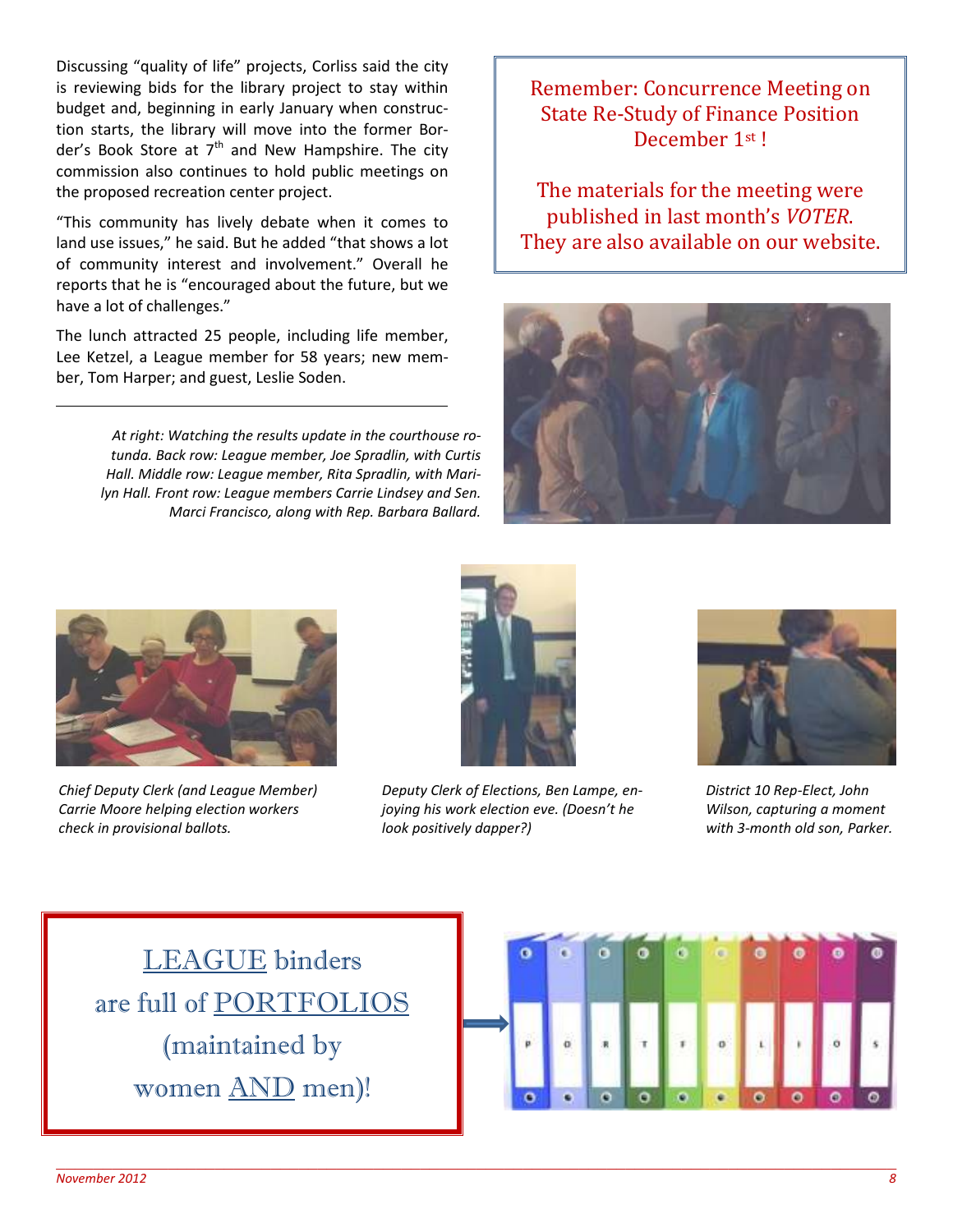Discussing "quality of life" projects, Corliss said the city is reviewing bids for the library project to stay within budget and, beginning in early January when construction starts, the library will move into the former Border's Book Store at 7th and New Hampshire. The city commission also continues to hold public meetings on the proposed recreation center project.

"This community has lively debate when it comes to land use issues," he said. But he added "that shows a lot of community interest and involvement." Overall he reports that he is "encouraged about the future, but we have a lot of challenges."

The lunch attracted 25 people, including life member, Lee Ketzel, a League member for 58 years; new member, Tom Harper; and guest, Leslie Soden.

---

*At right: Watching the results update in the courthouse rotunda. Back row: League member, Joe Spradlin, with Curtis Hall. Middle row: League member, Rita Spradlin, with Marilyn Hall. Front row: League members Carrie Lindsey and Sen. Marci Francisco, along with Rep. Barbara Ballard.*

Remember: Concurrence Meeting on State Re-Study of Finance Position December 1st !

The materials for the meeting were published in last month's *VOTER*. They are also available on our website.

*Chief Deputy Clerk (and League Member) Carrie Moore helping election workers check in provisional ballots.*

*Deputy Clerk of Elections, Ben Lampe, enjoying his work election eve. (Doesn't he look positively dapper?)*

*District 10 Rep-Elect, John Wilson, capturing a moment with 3-month old son, Parker.*

LEAGUE binders are full of PORTFOLIOS (maintained by women AND men)!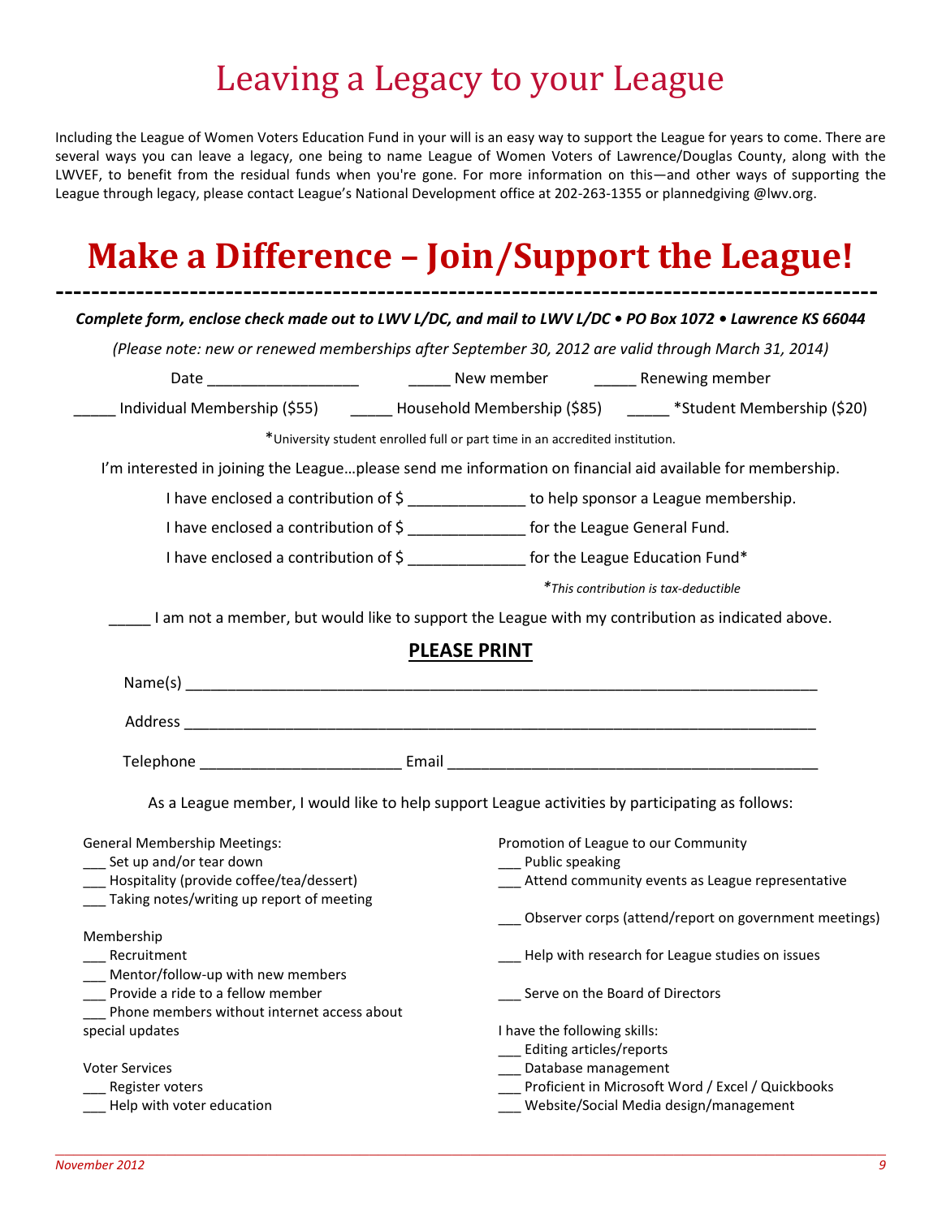# Leaving a Legacy to your League

Including the League of Women Voters Education Fund in your will is an easy way to support the League for years to come. There are several ways you can leave a legacy, one being to name League of Women Voters of Lawrence/Douglas County, along with the LWVEF, to benefit from the residual funds when you're gone. For more information on this—and other ways of supporting the League through legacy, please contact League's National Development office at 202-263-1355 or plannedgiving @lwv.org.

# Make a Difference – Join/Support the League!

---

***Complete form, enclose check made out to LWV L/DC, and mail to LWV L/DC • PO Box 1072 • Lawrence KS 66044***

*(Please note: new or renewed memberships after September 30, 2012 are valid through March 31, 2014)*

Date __________________ _____ New member _____ Renewing member

_____ Individual Membership ($55) _____ Household Membership ($85) _____ *Student Membership ($20)

*University student enrolled full or part time in an accredited institution.

I'm interested in joining the League…please send me information on financial aid available for membership.

I have enclosed a contribution of $ _____________ to help sponsor a League membership.

I have enclosed a contribution of $ _____________ for the League General Fund.

I have enclosed a contribution of $ _____________ for the League Education Fund*

*\*This contribution is tax-deductible*

_____ I am not a member, but would like to support the League with my contribution as indicated above.

**PLEASE PRINT**

Name(s) ___________________________________________________________________________

Address ___________________________________________________________________________

Telephone ________________________ Email ____________________________________________

As a League member, I would like to help support League activities by participating as follows:

General Membership Meetings:
___ Set up and/or tear down
___ Hospitality (provide coffee/tea/dessert)
___ Taking notes/writing up report of meeting

Membership
___ Recruitment
___ Mentor/follow-up with new members
___ Provide a ride to a fellow member
___ Phone members without internet access about special updates

Voter Services
___ Register voters
___ Help with voter education

Promotion of League to our Community
___ Public speaking
___ Attend community events as League representative

___ Observer corps (attend/report on government meetings)

___ Help with research for League studies on issues

___ Serve on the Board of Directors

I have the following skills:
___ Editing articles/reports
___ Database management
___ Proficient in Microsoft Word / Excel / Quickbooks
___ Website/Social Media design/management